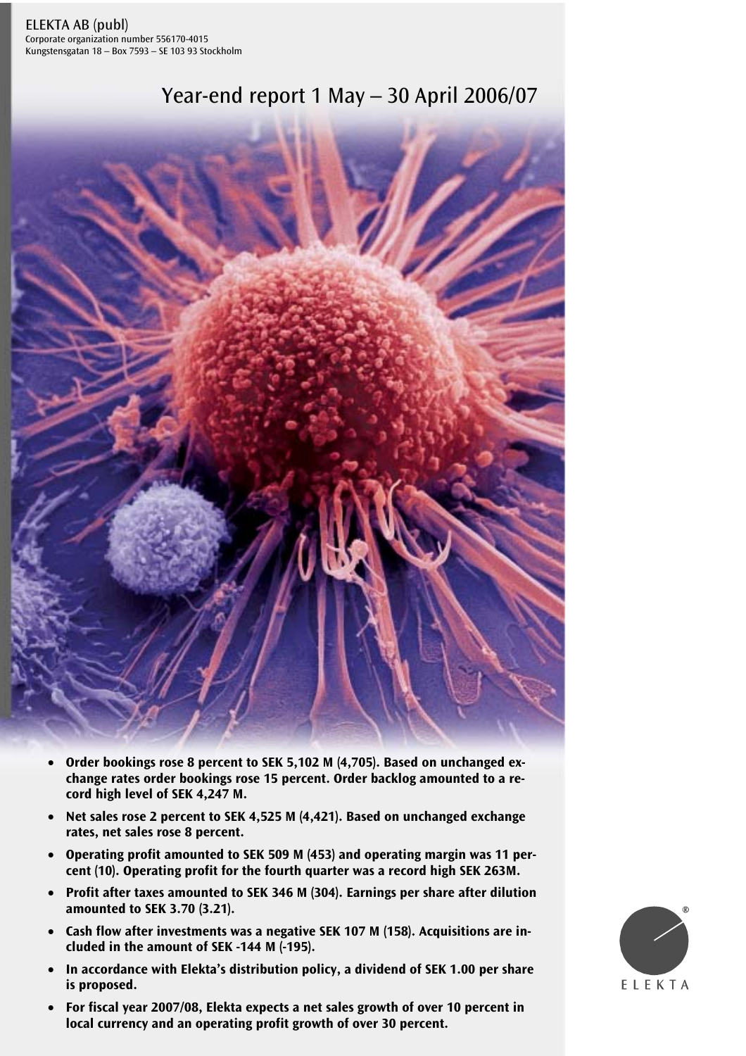ELEKTA AB (publ)
Corporate organization number 556170-4015
Kungstensgatan 18 – Box 7593 – SE 103 93 Stockholm

# Year-end report 1 May – 30 April 2006/07

- **Order bookings rose 8 percent to SEK 5,102 M (4,705). Based on unchanged exchange rates order bookings rose 15 percent. Order backlog amounted to a record high level of SEK 4,247 M.**
- **Net sales rose 2 percent to SEK 4,525 M (4,421). Based on unchanged exchange rates, net sales rose 8 percent.**
- **Operating profit amounted to SEK 509 M (453) and operating margin was 11 percent (10). Operating profit for the fourth quarter was a record high SEK 263M.**
- **Profit after taxes amounted to SEK 346 M (304). Earnings per share after dilution amounted to SEK 3.70 (3.21).**
- **Cash flow after investments was a negative SEK 107 M (158). Acquisitions are included in the amount of SEK -144 M (-195).**
- **In accordance with Elekta's distribution policy, a dividend of SEK 1.00 per share is proposed.**
- **For fiscal year 2007/08, Elekta expects a net sales growth of over 10 percent in local currency and an operating profit growth of over 30 percent.**

ELEKTA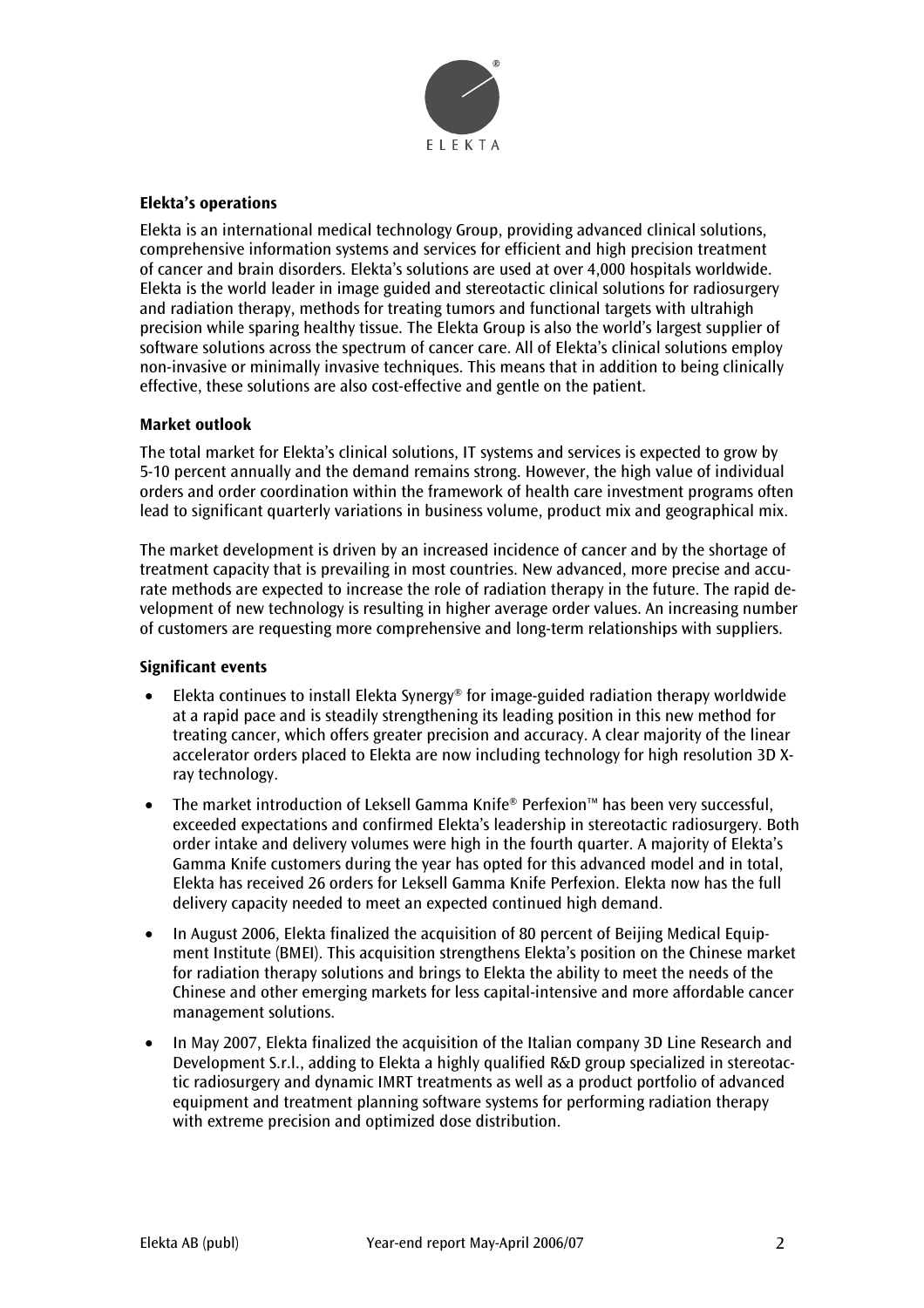ELEKTA

### Elekta's operations

Elekta is an international medical technology Group, providing advanced clinical solutions, comprehensive information systems and services for efficient and high precision treatment of cancer and brain disorders. Elekta's solutions are used at over 4,000 hospitals worldwide. Elekta is the world leader in image guided and stereotactic clinical solutions for radiosurgery and radiation therapy, methods for treating tumors and functional targets with ultrahigh precision while sparing healthy tissue. The Elekta Group is also the world's largest supplier of software solutions across the spectrum of cancer care. All of Elekta's clinical solutions employ non-invasive or minimally invasive techniques. This means that in addition to being clinically effective, these solutions are also cost-effective and gentle on the patient.

### Market outlook

The total market for Elekta's clinical solutions, IT systems and services is expected to grow by 5-10 percent annually and the demand remains strong. However, the high value of individual orders and order coordination within the framework of health care investment programs often lead to significant quarterly variations in business volume, product mix and geographical mix.

The market development is driven by an increased incidence of cancer and by the shortage of treatment capacity that is prevailing in most countries. New advanced, more precise and accurate methods are expected to increase the role of radiation therapy in the future. The rapid development of new technology is resulting in higher average order values. An increasing number of customers are requesting more comprehensive and long-term relationships with suppliers.

### Significant events

- Elekta continues to install Elekta Synergy® for image-guided radiation therapy worldwide at a rapid pace and is steadily strengthening its leading position in this new method for treating cancer, which offers greater precision and accuracy. A clear majority of the linear accelerator orders placed to Elekta are now including technology for high resolution 3D X-ray technology.
- The market introduction of Leksell Gamma Knife® Perfexion™ has been very successful, exceeded expectations and confirmed Elekta's leadership in stereotactic radiosurgery. Both order intake and delivery volumes were high in the fourth quarter. A majority of Elekta's Gamma Knife customers during the year has opted for this advanced model and in total, Elekta has received 26 orders for Leksell Gamma Knife Perfexion. Elekta now has the full delivery capacity needed to meet an expected continued high demand.
- In August 2006, Elekta finalized the acquisition of 80 percent of Beijing Medical Equipment Institute (BMEI). This acquisition strengthens Elekta's position on the Chinese market for radiation therapy solutions and brings to Elekta the ability to meet the needs of the Chinese and other emerging markets for less capital-intensive and more affordable cancer management solutions.
- In May 2007, Elekta finalized the acquisition of the Italian company 3D Line Research and Development S.r.l., adding to Elekta a highly qualified R&D group specialized in stereotactic radiosurgery and dynamic IMRT treatments as well as a product portfolio of advanced equipment and treatment planning software systems for performing radiation therapy with extreme precision and optimized dose distribution.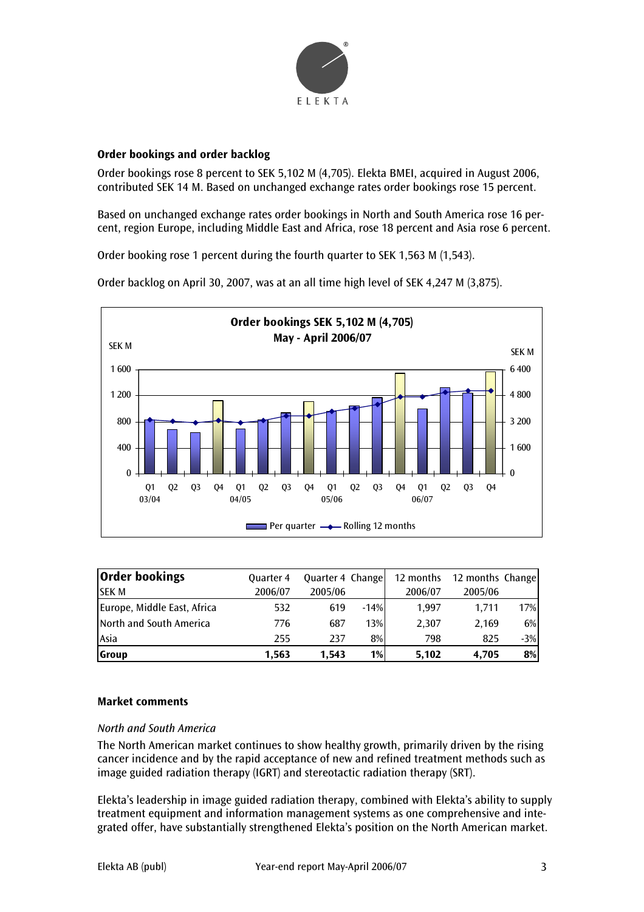## Order bookings and order backlog

Order bookings rose 8 percent to SEK 5,102 M (4,705). Elekta BMEI, acquired in August 2006, contributed SEK 14 M. Based on unchanged exchange rates order bookings rose 15 percent.

Based on unchanged exchange rates order bookings in North and South America rose 16 percent, region Europe, including Middle East and Africa, rose 18 percent and Asia rose 6 percent.

Order booking rose 1 percent during the fourth quarter to SEK 1,563 M (1,543).

Order backlog on April 30, 2007, was at an all time high level of SEK 4,247 M (3,875).

**Order bookings SEK 5,102 M (4,705)**
**May - April 2006/07**

| Order bookings SEK M | Quarter 4 2006/07 | Quarter 4 2005/06 | Change | 12 months 2006/07 | 12 months 2005/06 | Change |
|---|---|---|---|---|---|---|
| Europe, Middle East, Africa | 532 | 619 | -14% | 1,997 | 1,711 | 17% |
| North and South America | 776 | 687 | 13% | 2,307 | 2,169 | 6% |
| Asia | 255 | 237 | 8% | 798 | 825 | -3% |
| **Group** | **1,563** | **1,543** | **1%** | **5,102** | **4,705** | **8%** |

## Market comments

*North and South America*

The North American market continues to show healthy growth, primarily driven by the rising cancer incidence and by the rapid acceptance of new and refined treatment methods such as image guided radiation therapy (IGRT) and stereotactic radiation therapy (SRT).

Elekta's leadership in image guided radiation therapy, combined with Elekta's ability to supply treatment equipment and information management systems as one comprehensive and integrated offer, have substantially strengthened Elekta's position on the North American market.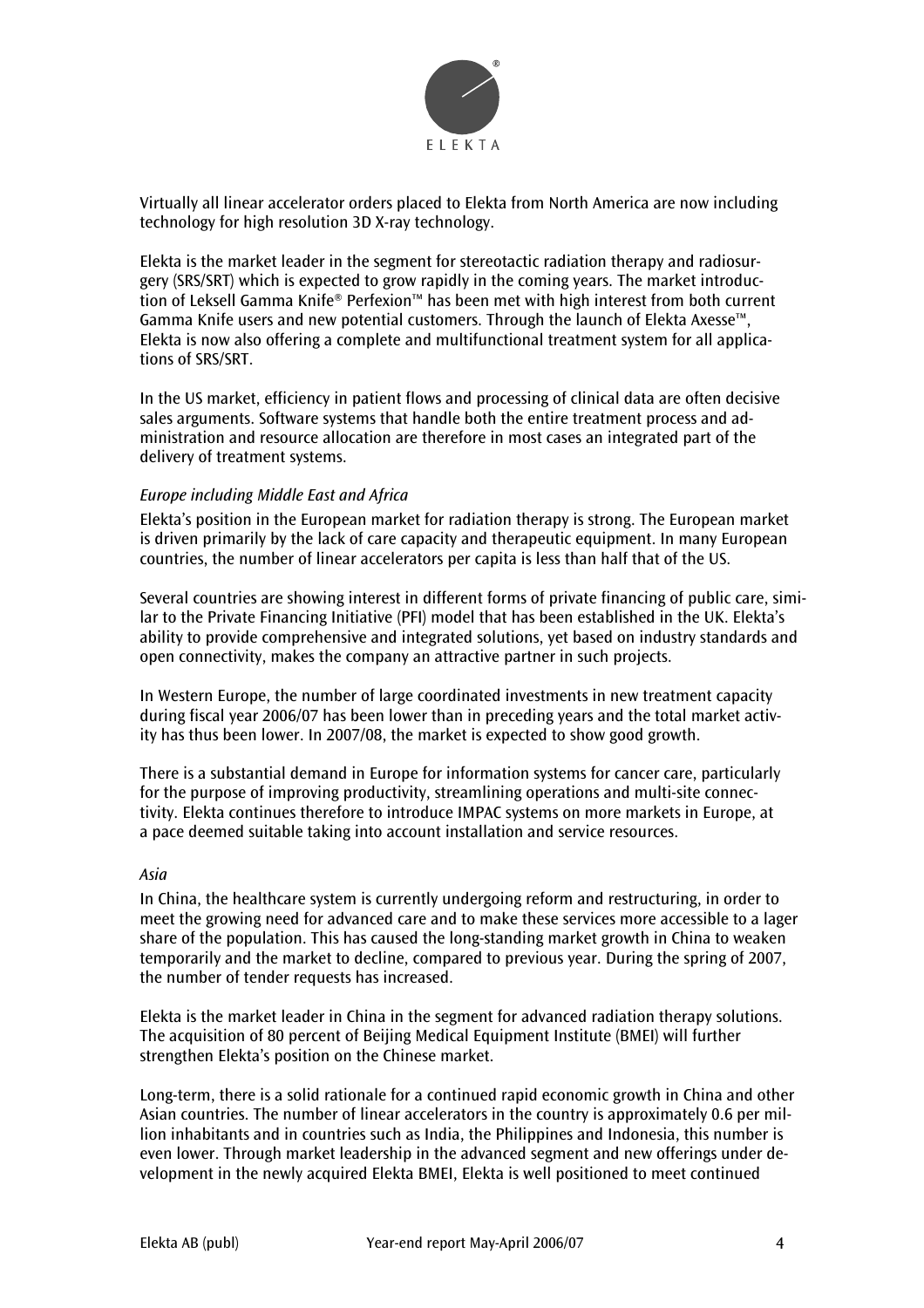Virtually all linear accelerator orders placed to Elekta from North America are now including technology for high resolution 3D X-ray technology.

Elekta is the market leader in the segment for stereotactic radiation therapy and radiosurgery (SRS/SRT) which is expected to grow rapidly in the coming years. The market introduction of Leksell Gamma Knife® Perfexion™ has been met with high interest from both current Gamma Knife users and new potential customers. Through the launch of Elekta Axesse™, Elekta is now also offering a complete and multifunctional treatment system for all applications of SRS/SRT.

In the US market, efficiency in patient flows and processing of clinical data are often decisive sales arguments. Software systems that handle both the entire treatment process and administration and resource allocation are therefore in most cases an integrated part of the delivery of treatment systems.

*Europe including Middle East and Africa*

Elekta's position in the European market for radiation therapy is strong. The European market is driven primarily by the lack of care capacity and therapeutic equipment. In many European countries, the number of linear accelerators per capita is less than half that of the US.

Several countries are showing interest in different forms of private financing of public care, similar to the Private Financing Initiative (PFI) model that has been established in the UK. Elekta's ability to provide comprehensive and integrated solutions, yet based on industry standards and open connectivity, makes the company an attractive partner in such projects.

In Western Europe, the number of large coordinated investments in new treatment capacity during fiscal year 2006/07 has been lower than in preceding years and the total market activity has thus been lower. In 2007/08, the market is expected to show good growth.

There is a substantial demand in Europe for information systems for cancer care, particularly for the purpose of improving productivity, streamlining operations and multi-site connectivity. Elekta continues therefore to introduce IMPAC systems on more markets in Europe, at a pace deemed suitable taking into account installation and service resources.

*Asia*

In China, the healthcare system is currently undergoing reform and restructuring, in order to meet the growing need for advanced care and to make these services more accessible to a lager share of the population. This has caused the long-standing market growth in China to weaken temporarily and the market to decline, compared to previous year. During the spring of 2007, the number of tender requests has increased.

Elekta is the market leader in China in the segment for advanced radiation therapy solutions. The acquisition of 80 percent of Beijing Medical Equipment Institute (BMEI) will further strengthen Elekta's position on the Chinese market.

Long-term, there is a solid rationale for a continued rapid economic growth in China and other Asian countries. The number of linear accelerators in the country is approximately 0.6 per million inhabitants and in countries such as India, the Philippines and Indonesia, this number is even lower. Through market leadership in the advanced segment and new offerings under development in the newly acquired Elekta BMEI, Elekta is well positioned to meet continued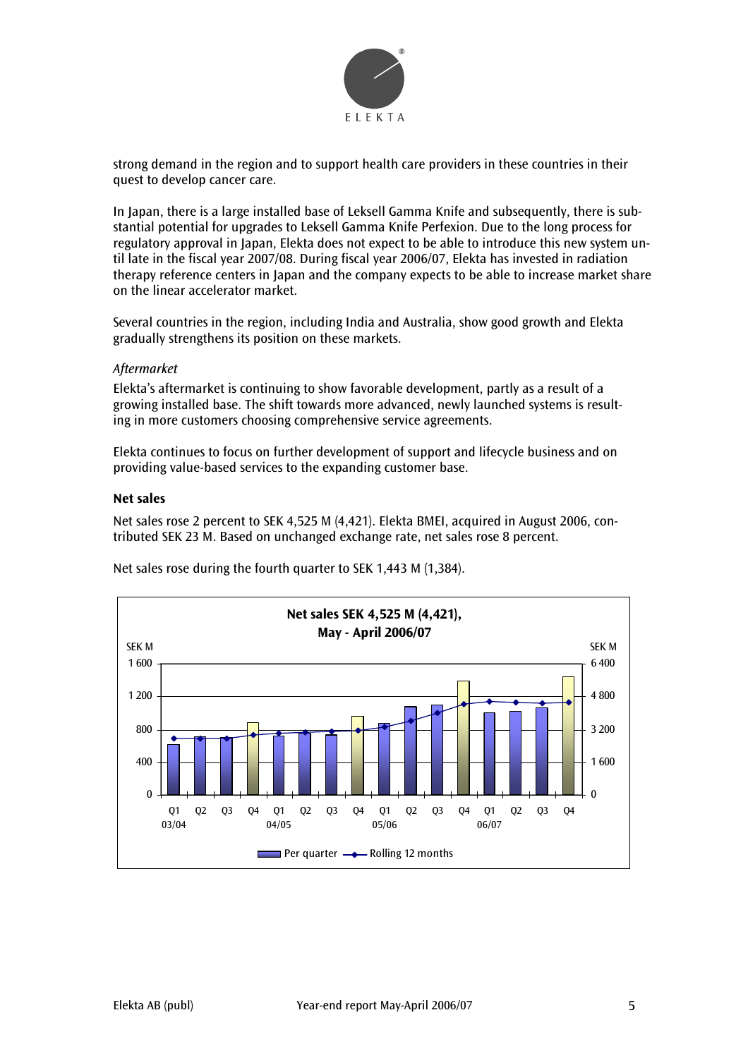strong demand in the region and to support health care providers in these countries in their quest to develop cancer care.

In Japan, there is a large installed base of Leksell Gamma Knife and subsequently, there is substantial potential for upgrades to Leksell Gamma Knife Perfexion. Due to the long process for regulatory approval in Japan, Elekta does not expect to be able to introduce this new system until late in the fiscal year 2007/08. During fiscal year 2006/07, Elekta has invested in radiation therapy reference centers in Japan and the company expects to be able to increase market share on the linear accelerator market.

Several countries in the region, including India and Australia, show good growth and Elekta gradually strengthens its position on these markets.

*Aftermarket*

Elekta's aftermarket is continuing to show favorable development, partly as a result of a growing installed base. The shift towards more advanced, newly launched systems is resulting in more customers choosing comprehensive service agreements.

Elekta continues to focus on further development of support and lifecycle business and on providing value-based services to the expanding customer base.

**Net sales**

Net sales rose 2 percent to SEK 4,525 M (4,421). Elekta BMEI, acquired in August 2006, contributed SEK 23 M. Based on unchanged exchange rate, net sales rose 8 percent.

Net sales rose during the fourth quarter to SEK 1,443 M (1,384).

**Net sales SEK 4,525 M (4,421), May - April 2006/07**

SEK M (left axis: 0–1 600, per quarter); SEK M (right axis: 0–6 400, rolling 12 months)

Q1 Q2 Q3 Q4 03/04 · Q1 Q2 Q3 Q4 04/05 · Q1 Q2 Q3 Q4 05/06 · Q1 Q2 Q3 Q4 06/07

Per quarter — Rolling 12 months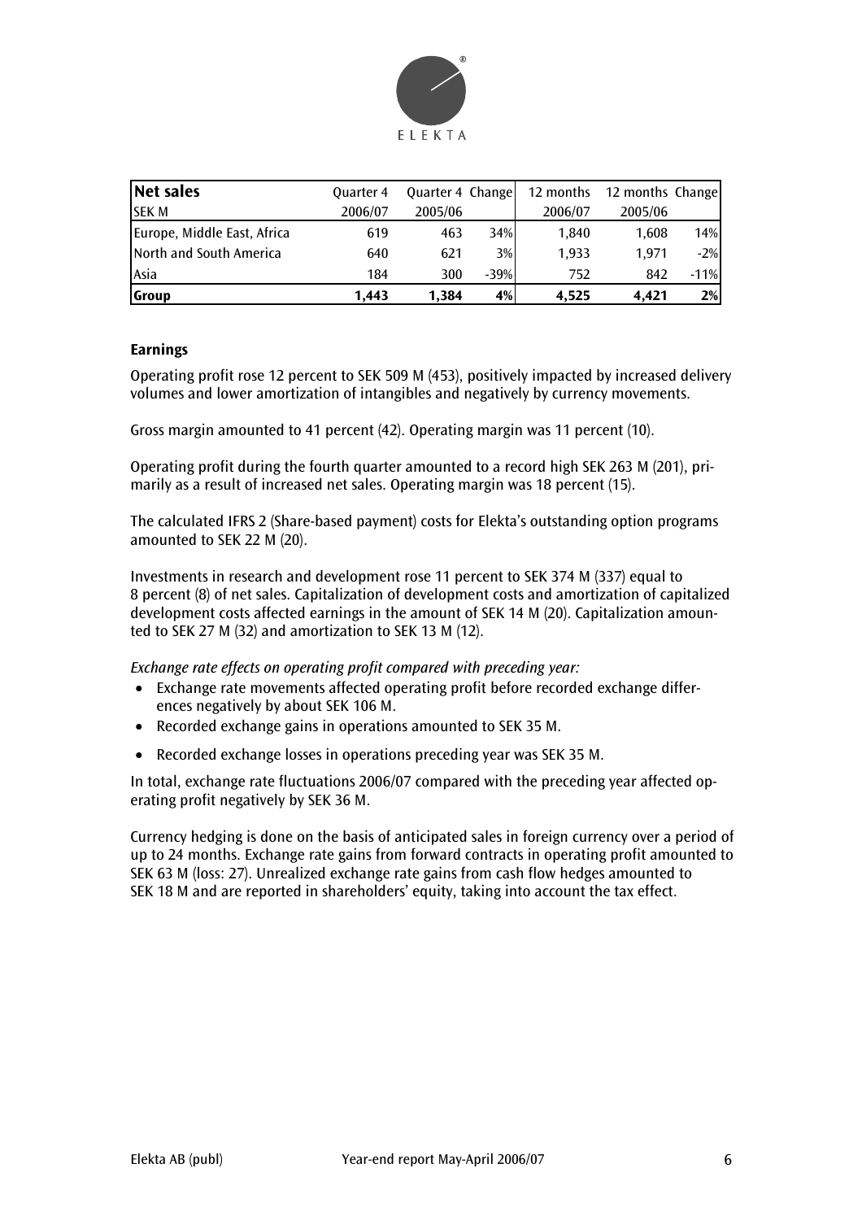| **Net sales** | Quarter 4 | Quarter 4 | Change | 12 months | 12 months | Change |
|---|---|---|---|---|---|---|
| SEK M | 2006/07 | 2005/06 | | 2006/07 | 2005/06 | |
| Europe, Middle East, Africa | 619 | 463 | 34% | 1,840 | 1,608 | 14% |
| North and South America | 640 | 621 | 3% | 1,933 | 1,971 | -2% |
| Asia | 184 | 300 | -39% | 752 | 842 | -11% |
| **Group** | **1,443** | **1,384** | **4%** | **4,525** | **4,421** | **2%** |

### Earnings

Operating profit rose 12 percent to SEK 509 M (453), positively impacted by increased delivery volumes and lower amortization of intangibles and negatively by currency movements.

Gross margin amounted to 41 percent (42). Operating margin was 11 percent (10).

Operating profit during the fourth quarter amounted to a record high SEK 263 M (201), primarily as a result of increased net sales. Operating margin was 18 percent (15).

The calculated IFRS 2 (Share-based payment) costs for Elekta's outstanding option programs amounted to SEK 22 M (20).

Investments in research and development rose 11 percent to SEK 374 M (337) equal to 8 percent (8) of net sales. Capitalization of development costs and amortization of capitalized development costs affected earnings in the amount of SEK 14 M (20). Capitalization amounted to SEK 27 M (32) and amortization to SEK 13 M (12).

*Exchange rate effects on operating profit compared with preceding year:*

- Exchange rate movements affected operating profit before recorded exchange differences negatively by about SEK 106 M.
- Recorded exchange gains in operations amounted to SEK 35 M.
- Recorded exchange losses in operations preceding year was SEK 35 M.

In total, exchange rate fluctuations 2006/07 compared with the preceding year affected operating profit negatively by SEK 36 M.

Currency hedging is done on the basis of anticipated sales in foreign currency over a period of up to 24 months. Exchange rate gains from forward contracts in operating profit amounted to SEK 63 M (loss: 27). Unrealized exchange rate gains from cash flow hedges amounted to SEK 18 M and are reported in shareholders' equity, taking into account the tax effect.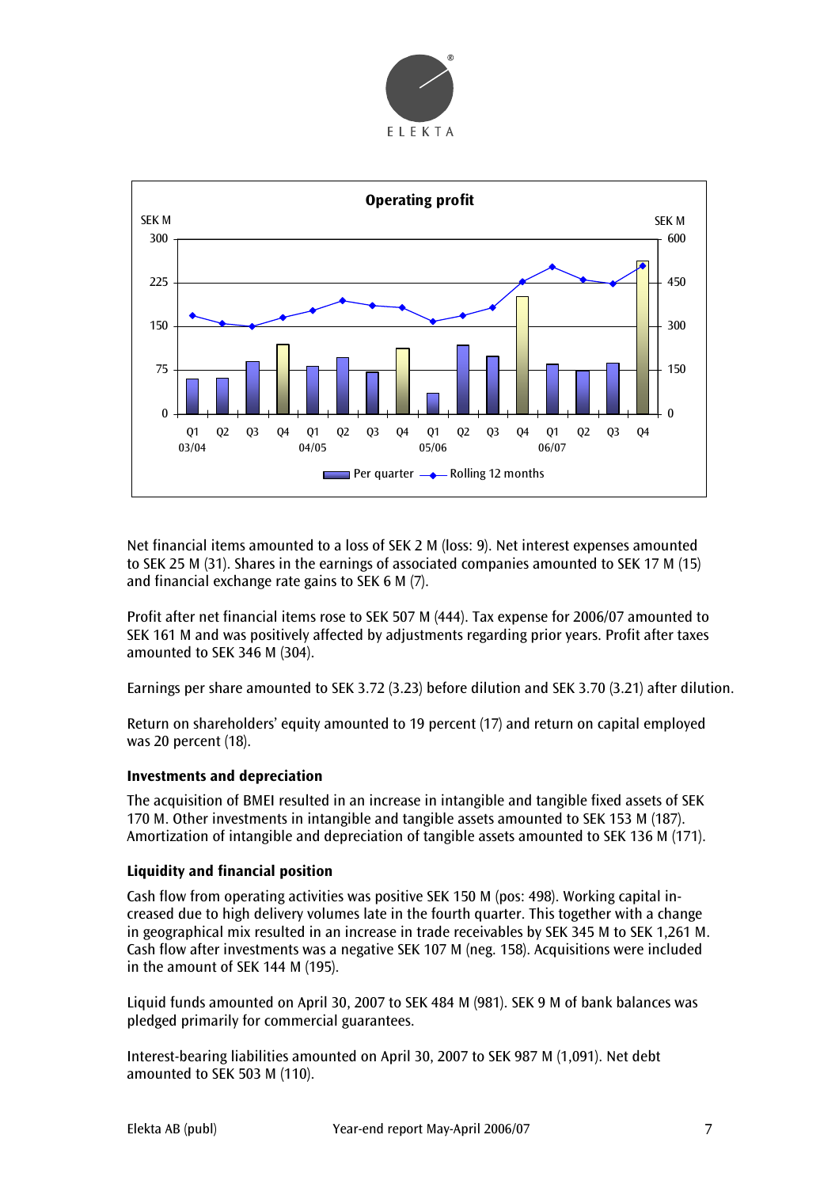Net financial items amounted to a loss of SEK 2 M (loss: 9). Net interest expenses amounted to SEK 25 M (31). Shares in the earnings of associated companies amounted to SEK 17 M (15) and financial exchange rate gains to SEK 6 M (7).

Profit after net financial items rose to SEK 507 M (444). Tax expense for 2006/07 amounted to SEK 161 M and was positively affected by adjustments regarding prior years. Profit after taxes amounted to SEK 346 M (304).

Earnings per share amounted to SEK 3.72 (3.23) before dilution and SEK 3.70 (3.21) after dilution.

Return on shareholders' equity amounted to 19 percent (17) and return on capital employed was 20 percent (18).

### Investments and depreciation

The acquisition of BMEI resulted in an increase in intangible and tangible fixed assets of SEK 170 M. Other investments in intangible and tangible assets amounted to SEK 153 M (187). Amortization of intangible and depreciation of tangible assets amounted to SEK 136 M (171).

### Liquidity and financial position

Cash flow from operating activities was positive SEK 150 M (pos: 498). Working capital increased due to high delivery volumes late in the fourth quarter. This together with a change in geographical mix resulted in an increase in trade receivables by SEK 345 M to SEK 1,261 M. Cash flow after investments was a negative SEK 107 M (neg. 158). Acquisitions were included in the amount of SEK 144 M (195).

Liquid funds amounted on April 30, 2007 to SEK 484 M (981). SEK 9 M of bank balances was pledged primarily for commercial guarantees.

Interest-bearing liabilities amounted on April 30, 2007 to SEK 987 M (1,091). Net debt amounted to SEK 503 M (110).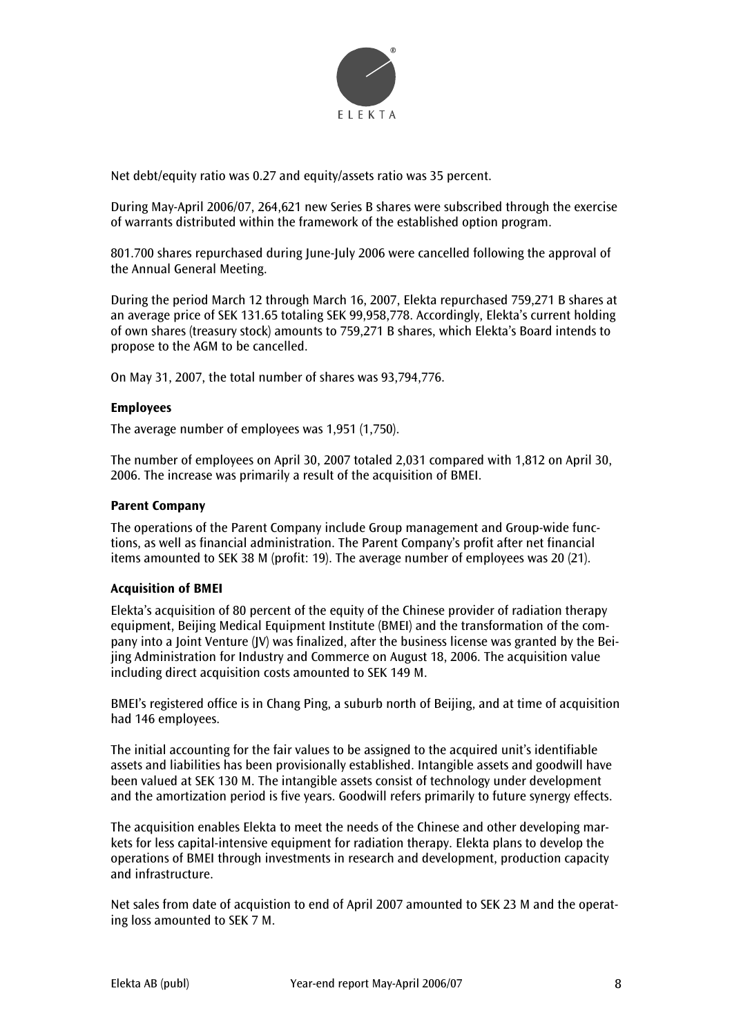Net debt/equity ratio was 0.27 and equity/assets ratio was 35 percent.

During May-April 2006/07, 264,621 new Series B shares were subscribed through the exercise of warrants distributed within the framework of the established option program.

801.700 shares repurchased during June-July 2006 were cancelled following the approval of the Annual General Meeting.

During the period March 12 through March 16, 2007, Elekta repurchased 759,271 B shares at an average price of SEK 131.65 totaling SEK 99,958,778. Accordingly, Elekta's current holding of own shares (treasury stock) amounts to 759,271 B shares, which Elekta's Board intends to propose to the AGM to be cancelled.

On May 31, 2007, the total number of shares was 93,794,776.

**Employees**

The average number of employees was 1,951 (1,750).

The number of employees on April 30, 2007 totaled 2,031 compared with 1,812 on April 30, 2006. The increase was primarily a result of the acquisition of BMEI.

**Parent Company**

The operations of the Parent Company include Group management and Group-wide functions, as well as financial administration. The Parent Company's profit after net financial items amounted to SEK 38 M (profit: 19). The average number of employees was 20 (21).

**Acquisition of BMEI**

Elekta's acquisition of 80 percent of the equity of the Chinese provider of radiation therapy equipment, Beijing Medical Equipment Institute (BMEI) and the transformation of the company into a Joint Venture (JV) was finalized, after the business license was granted by the Beijing Administration for Industry and Commerce on August 18, 2006. The acquisition value including direct acquisition costs amounted to SEK 149 M.

BMEI's registered office is in Chang Ping, a suburb north of Beijing, and at time of acquisition had 146 employees.

The initial accounting for the fair values to be assigned to the acquired unit's identifiable assets and liabilities has been provisionally established. Intangible assets and goodwill have been valued at SEK 130 M. The intangible assets consist of technology under development and the amortization period is five years. Goodwill refers primarily to future synergy effects.

The acquisition enables Elekta to meet the needs of the Chinese and other developing markets for less capital-intensive equipment for radiation therapy. Elekta plans to develop the operations of BMEI through investments in research and development, production capacity and infrastructure.

Net sales from date of acquistion to end of April 2007 amounted to SEK 23 M and the operating loss amounted to SEK 7 M.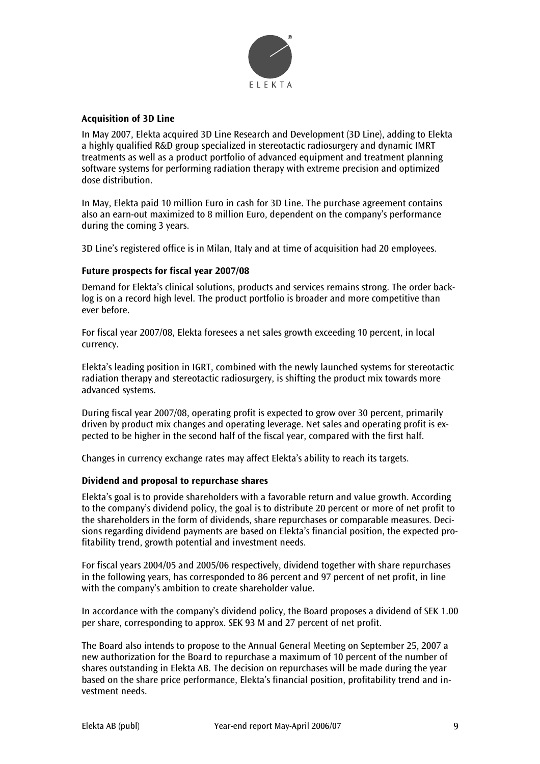### Acquisition of 3D Line

In May 2007, Elekta acquired 3D Line Research and Development (3D Line), adding to Elekta a highly qualified R&D group specialized in stereotactic radiosurgery and dynamic IMRT treatments as well as a product portfolio of advanced equipment and treatment planning software systems for performing radiation therapy with extreme precision and optimized dose distribution.

In May, Elekta paid 10 million Euro in cash for 3D Line. The purchase agreement contains also an earn-out maximized to 8 million Euro, dependent on the company's performance during the coming 3 years.

3D Line's registered office is in Milan, Italy and at time of acquisition had 20 employees.

### Future prospects for fiscal year 2007/08

Demand for Elekta's clinical solutions, products and services remains strong. The order backlog is on a record high level. The product portfolio is broader and more competitive than ever before.

For fiscal year 2007/08, Elekta foresees a net sales growth exceeding 10 percent, in local currency.

Elekta's leading position in IGRT, combined with the newly launched systems for stereotactic radiation therapy and stereotactic radiosurgery, is shifting the product mix towards more advanced systems.

During fiscal year 2007/08, operating profit is expected to grow over 30 percent, primarily driven by product mix changes and operating leverage. Net sales and operating profit is expected to be higher in the second half of the fiscal year, compared with the first half.

Changes in currency exchange rates may affect Elekta's ability to reach its targets.

### Dividend and proposal to repurchase shares

Elekta's goal is to provide shareholders with a favorable return and value growth. According to the company's dividend policy, the goal is to distribute 20 percent or more of net profit to the shareholders in the form of dividends, share repurchases or comparable measures. Decisions regarding dividend payments are based on Elekta's financial position, the expected profitability trend, growth potential and investment needs.

For fiscal years 2004/05 and 2005/06 respectively, dividend together with share repurchases in the following years, has corresponded to 86 percent and 97 percent of net profit, in line with the company's ambition to create shareholder value.

In accordance with the company's dividend policy, the Board proposes a dividend of SEK 1.00 per share, corresponding to approx. SEK 93 M and 27 percent of net profit.

The Board also intends to propose to the Annual General Meeting on September 25, 2007 a new authorization for the Board to repurchase a maximum of 10 percent of the number of shares outstanding in Elekta AB. The decision on repurchases will be made during the year based on the share price performance, Elekta's financial position, profitability trend and investment needs.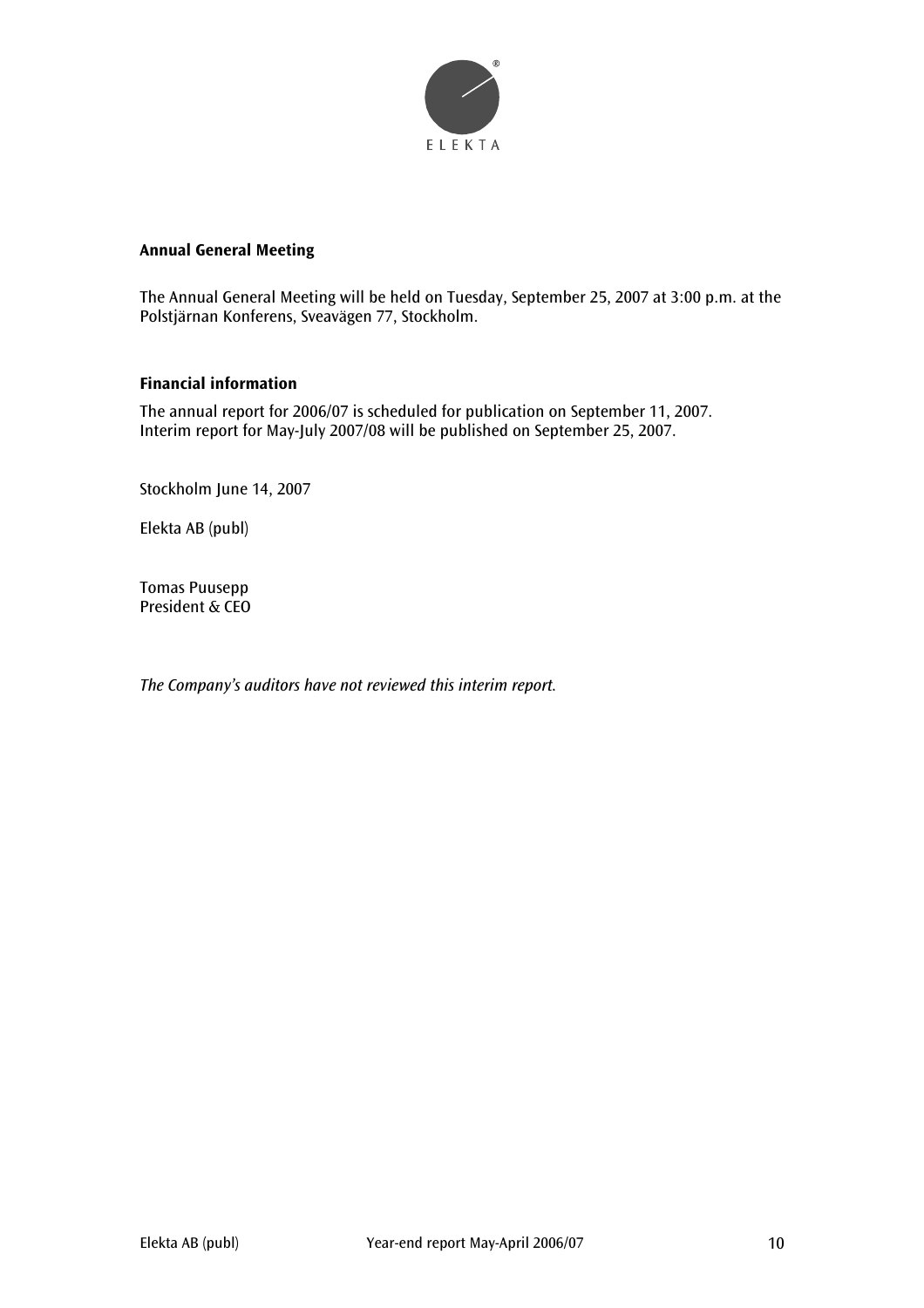## Annual General Meeting

The Annual General Meeting will be held on Tuesday, September 25, 2007 at 3:00 p.m. at the Polstjärnan Konferens, Sveavägen 77, Stockholm.

## Financial information

The annual report for 2006/07 is scheduled for publication on September 11, 2007.
Interim report for May-July 2007/08 will be published on September 25, 2007.

Stockholm June 14, 2007

Elekta AB (publ)

Tomas Puusepp
President & CEO

*The Company's auditors have not reviewed this interim report.*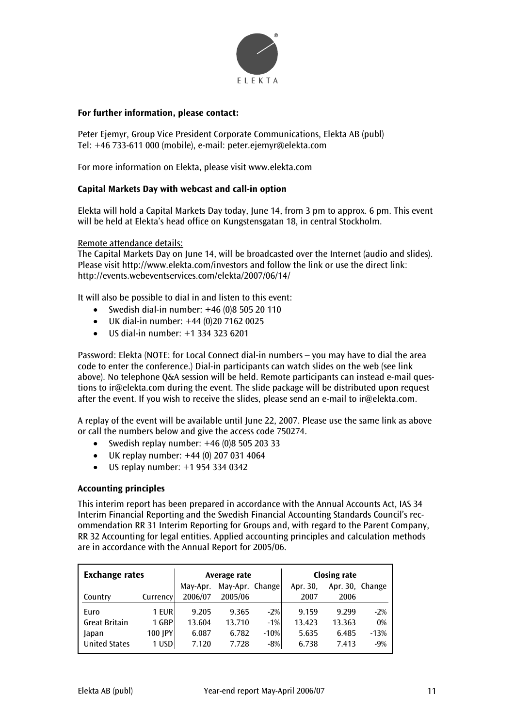**For further information, please contact:**

Peter Ejemyr, Group Vice President Corporate Communications, Elekta AB (publ)
Tel: +46 733-611 000 (mobile), e-mail: peter.ejemyr@elekta.com

For more information on Elekta, please visit www.elekta.com

**Capital Markets Day with webcast and call-in option**

Elekta will hold a Capital Markets Day today, June 14, from 3 pm to approx. 6 pm. This event will be held at Elekta's head office on Kungstensgatan 18, in central Stockholm.

Remote attendance details:
The Capital Markets Day on June 14, will be broadcasted over the Internet (audio and slides). Please visit http://www.elekta.com/investors and follow the link or use the direct link: http://events.webeventservices.com/elekta/2007/06/14/

It will also be possible to dial in and listen to this event:

- Swedish dial-in number: +46 (0)8 505 20 110
- UK dial-in number: +44 (0)20 7162 0025
- US dial-in number: +1 334 323 6201

Password: Elekta (NOTE: for Local Connect dial-in numbers – you may have to dial the area code to enter the conference.) Dial-in participants can watch slides on the web (see link above). No telephone Q&A session will be held. Remote participants can instead e-mail questions to ir@elekta.com during the event. The slide package will be distributed upon request after the event. If you wish to receive the slides, please send an e-mail to ir@elekta.com.

A replay of the event will be available until June 22, 2007. Please use the same link as above or call the numbers below and give the access code 750274.

- Swedish replay number: +46 (0)8 505 203 33
- UK replay number: +44 (0) 207 031 4064
- US replay number: +1 954 334 0342

**Accounting principles**

This interim report has been prepared in accordance with the Annual Accounts Act, IAS 34 Interim Financial Reporting and the Swedish Financial Accounting Standards Council's recommendation RR 31 Interim Reporting for Groups and, with regard to the Parent Company, RR 32 Accounting for legal entities. Applied accounting principles and calculation methods are in accordance with the Annual Report for 2005/06.

| **Exchange rates** | | Average rate | | | Closing rate | | |
|---|---|---|---|---|---|---|---|
| Country | Currency | May-Apr. 2006/07 | May-Apr. 2005/06 | Change | Apr. 30, 2007 | Apr. 30, 2006 | Change |
| Euro | 1 EUR | 9.205 | 9.365 | -2% | 9.159 | 9.299 | -2% |
| Great Britain | 1 GBP | 13.604 | 13.710 | -1% | 13.423 | 13.363 | 0% |
| Japan | 100 JPY | 6.087 | 6.782 | -10% | 5.635 | 6.485 | -13% |
| United States | 1 USD | 7.120 | 7.728 | -8% | 6.738 | 7.413 | -9% |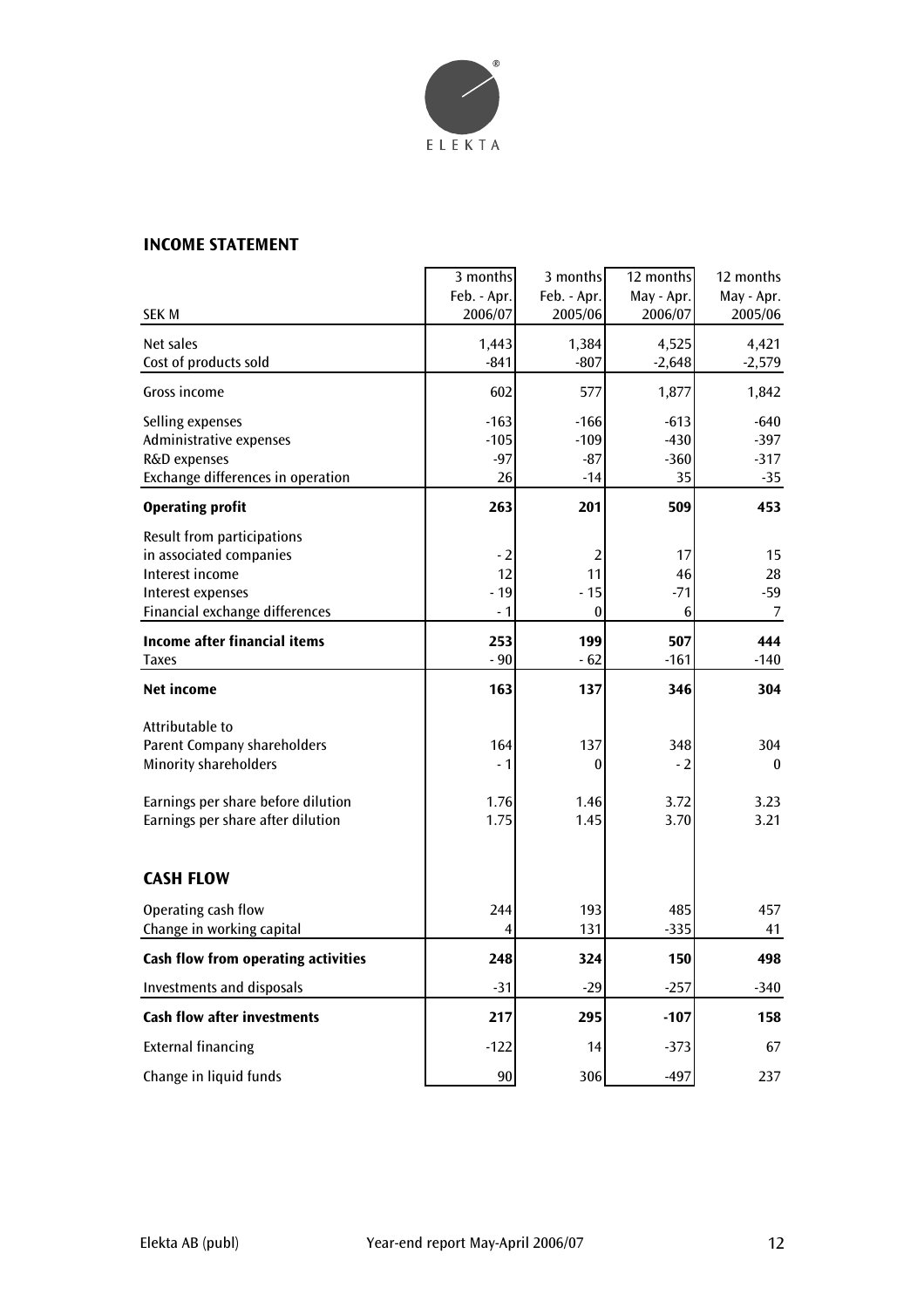## INCOME STATEMENT

| SEK M | 3 months Feb. - Apr. 2006/07 | 3 months Feb. - Apr. 2005/06 | 12 months May - Apr. 2006/07 | 12 months May - Apr. 2005/06 |
|---|---|---|---|---|
| Net sales | 1,443 | 1,384 | 4,525 | 4,421 |
| Cost of products sold | -841 | -807 | -2,648 | -2,579 |
| Gross income | 602 | 577 | 1,877 | 1,842 |
| Selling expenses | -163 | -166 | -613 | -640 |
| Administrative expenses | -105 | -109 | -430 | -397 |
| R&D expenses | -97 | -87 | -360 | -317 |
| Exchange differences in operation | 26 | -14 | 35 | -35 |
| **Operating profit** | **263** | **201** | **509** | **453** |
| Result from participations in associated companies | - 2 | 2 | 17 | 15 |
| Interest income | 12 | 11 | 46 | 28 |
| Interest expenses | - 19 | - 15 | -71 | -59 |
| Financial exchange differences | - 1 | 0 | 6 | 7 |
| **Income after financial items** | **253** | **199** | **507** | **444** |
| Taxes | - 90 | - 62 | -161 | -140 |
| **Net income** | **163** | **137** | **346** | **304** |
| Attributable to | | | | |
| Parent Company shareholders | 164 | 137 | 348 | 304 |
| Minority shareholders | - 1 | 0 | - 2 | 0 |
| Earnings per share before dilution | 1.76 | 1.46 | 3.72 | 3.23 |
| Earnings per share after dilution | 1.75 | 1.45 | 3.70 | 3.21 |

## CASH FLOW

| SEK M | 3 months Feb. - Apr. 2006/07 | 3 months Feb. - Apr. 2005/06 | 12 months May - Apr. 2006/07 | 12 months May - Apr. 2005/06 |
|---|---|---|---|---|
| Operating cash flow | 244 | 193 | 485 | 457 |
| Change in working capital | 4 | 131 | -335 | 41 |
| **Cash flow from operating activities** | **248** | **324** | **150** | **498** |
| Investments and disposals | -31 | -29 | -257 | -340 |
| **Cash flow after investments** | **217** | **295** | **-107** | **158** |
| External financing | -122 | 14 | -373 | 67 |
| Change in liquid funds | 90 | 306 | -497 | 237 |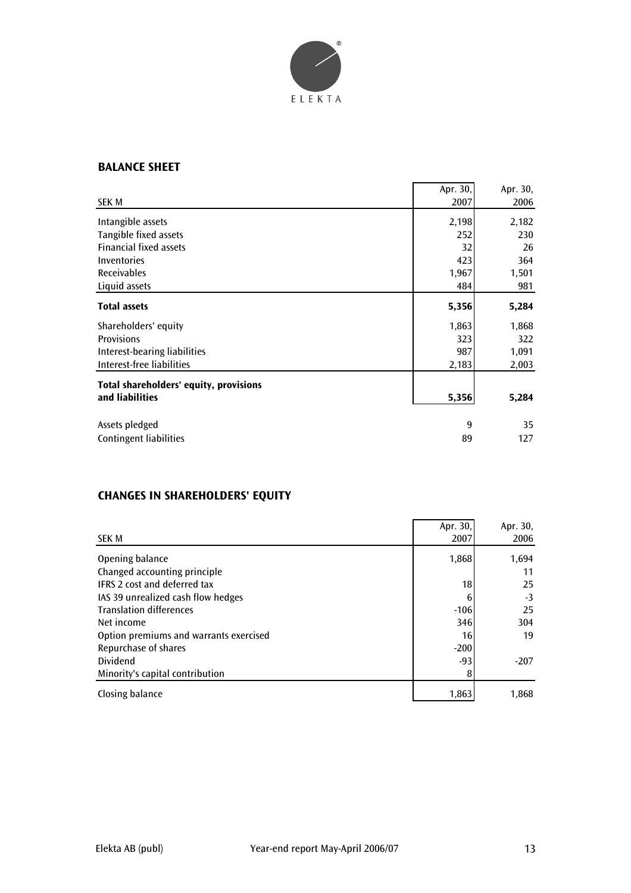## BALANCE SHEET

| SEK M | Apr. 30, 2007 | Apr. 30, 2006 |
|---|---|---|
| Intangible assets | 2,198 | 2,182 |
| Tangible fixed assets | 252 | 230 |
| Financial fixed assets | 32 | 26 |
| Inventories | 423 | 364 |
| Receivables | 1,967 | 1,501 |
| Liquid assets | 484 | 981 |
| **Total assets** | **5,356** | **5,284** |
| Shareholders' equity | 1,863 | 1,868 |
| Provisions | 323 | 322 |
| Interest-bearing liabilities | 987 | 1,091 |
| Interest-free liabilities | 2,183 | 2,003 |
| **Total shareholders' equity, provisions and liabilities** | **5,356** | **5,284** |
| Assets pledged | 9 | 35 |
| Contingent liabilities | 89 | 127 |

## CHANGES IN SHAREHOLDERS' EQUITY

| SEK M | Apr. 30, 2007 | Apr. 30, 2006 |
|---|---|---|
| Opening balance | 1,868 | 1,694 |
| Changed accounting principle | | 11 |
| IFRS 2 cost and deferred tax | 18 | 25 |
| IAS 39 unrealized cash flow hedges | 6 | -3 |
| Translation differences | -106 | 25 |
| Net income | 346 | 304 |
| Option premiums and warrants exercised | 16 | 19 |
| Repurchase of shares | -200 | |
| Dividend | -93 | -207 |
| Minority's capital contribution | 8 | |
| Closing balance | 1,863 | 1,868 |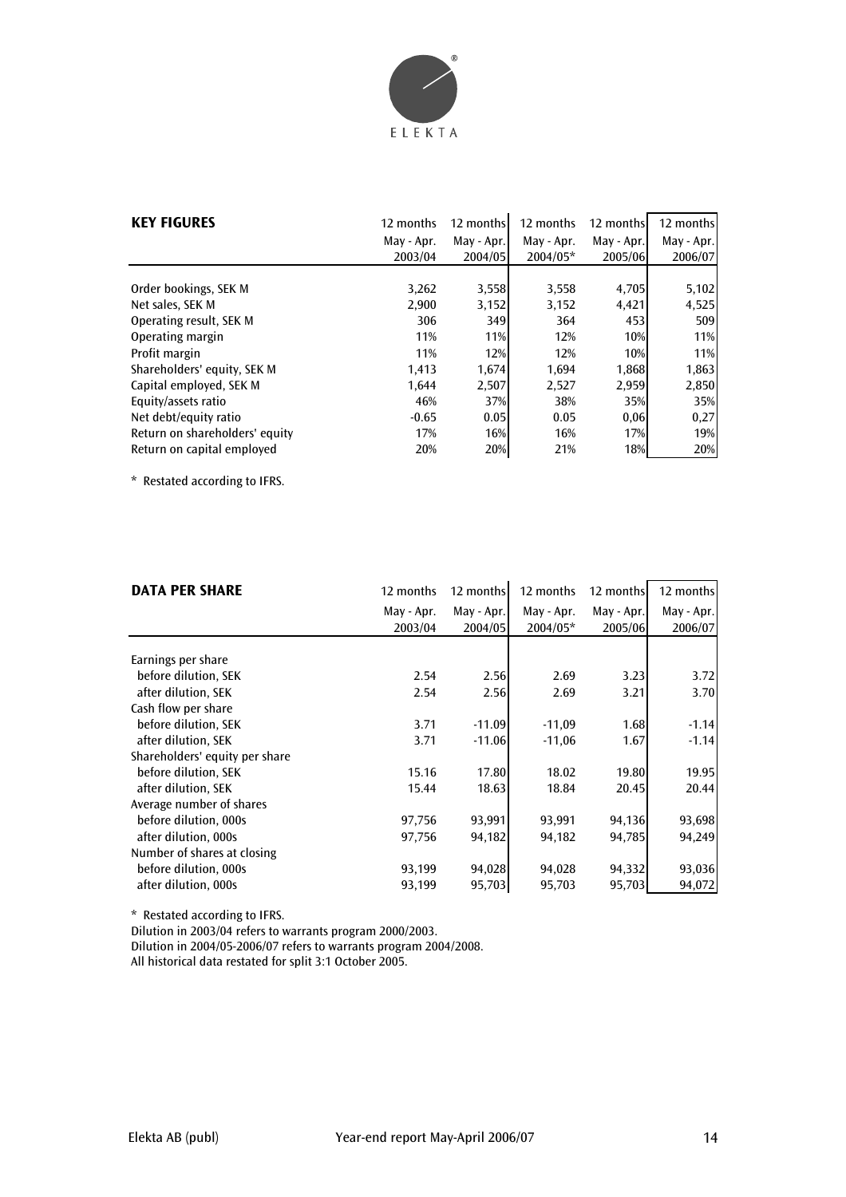ELEKTA

| **KEY FIGURES** | 12 months May - Apr. 2003/04 | 12 months May - Apr. 2004/05 | 12 months May - Apr. 2004/05* | 12 months May - Apr. 2005/06 | 12 months May - Apr. 2006/07 |
|---|---|---|---|---|---|
| Order bookings, SEK M | 3,262 | 3,558 | 3,558 | 4,705 | 5,102 |
| Net sales, SEK M | 2,900 | 3,152 | 3,152 | 4,421 | 4,525 |
| Operating result, SEK M | 306 | 349 | 364 | 453 | 509 |
| Operating margin | 11% | 11% | 12% | 10% | 11% |
| Profit margin | 11% | 12% | 12% | 10% | 11% |
| Shareholders' equity, SEK M | 1,413 | 1,674 | 1,694 | 1,868 | 1,863 |
| Capital employed, SEK M | 1,644 | 2,507 | 2,527 | 2,959 | 2,850 |
| Equity/assets ratio | 46% | 37% | 38% | 35% | 35% |
| Net debt/equity ratio | -0.65 | 0.05 | 0.05 | 0,06 | 0,27 |
| Return on shareholders' equity | 17% | 16% | 16% | 17% | 19% |
| Return on capital employed | 20% | 20% | 21% | 18% | 20% |

* Restated according to IFRS.

| **DATA PER SHARE** | 12 months May - Apr. 2003/04 | 12 months May - Apr. 2004/05 | 12 months May - Apr. 2004/05* | 12 months May - Apr. 2005/06 | 12 months May - Apr. 2006/07 |
|---|---|---|---|---|---|
| Earnings per share | | | | | |
| before dilution, SEK | 2.54 | 2.56 | 2.69 | 3.23 | 3.72 |
| after dilution, SEK | 2.54 | 2.56 | 2.69 | 3.21 | 3.70 |
| Cash flow per share | | | | | |
| before dilution, SEK | 3.71 | -11.09 | -11,09 | 1.68 | -1.14 |
| after dilution, SEK | 3.71 | -11.06 | -11,06 | 1.67 | -1.14 |
| Shareholders' equity per share | | | | | |
| before dilution, SEK | 15.16 | 17.80 | 18.02 | 19.80 | 19.95 |
| after dilution, SEK | 15.44 | 18.63 | 18.84 | 20.45 | 20.44 |
| Average number of shares | | | | | |
| before dilution, 000s | 97,756 | 93,991 | 93,991 | 94,136 | 93,698 |
| after dilution, 000s | 97,756 | 94,182 | 94,182 | 94,785 | 94,249 |
| Number of shares at closing | | | | | |
| before dilution, 000s | 93,199 | 94,028 | 94,028 | 94,332 | 93,036 |
| after dilution, 000s | 93,199 | 95,703 | 95,703 | 95,703 | 94,072 |

* Restated according to IFRS.
Dilution in 2003/04 refers to warrants program 2000/2003.
Dilution in 2004/05-2006/07 refers to warrants program 2004/2008.
All historical data restated for split 3:1 October 2005.